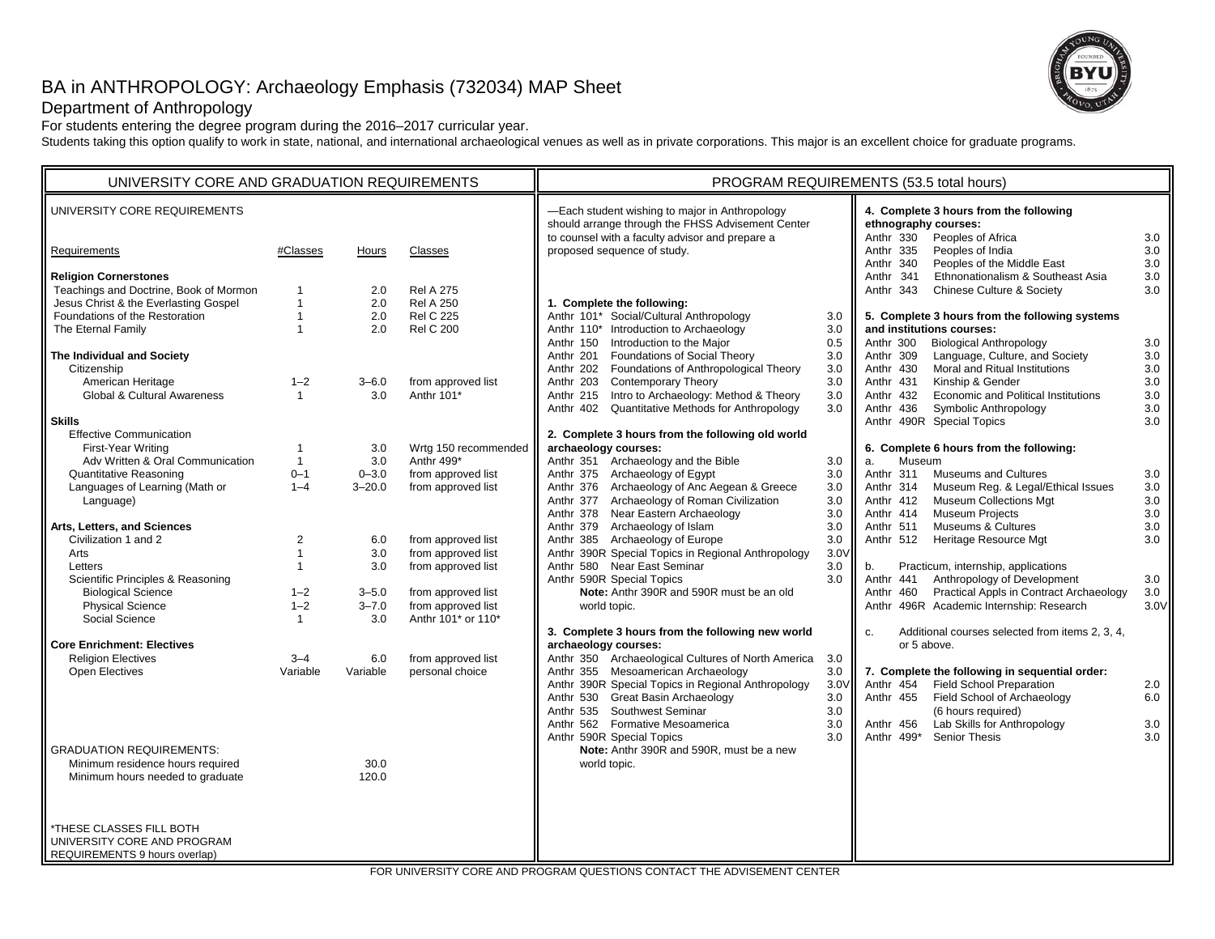# BA in ANTHROPOLOGY: Archaeology Emphasis (732034) MAP Sheet

## Department of Anthropology

For students entering the degree program during the 2016–2017 curricular year.

Students taking this option qualify to work in state, national, and international archaeological venues as well as in private corporations. This major is an excellent choice for graduate programs.

## UNIVERSITY CORE AND GRADUATION REQUIREMENTS

UNIVERSITY CORE REQUIREMENTS

| Requirements | #Classes | Hours | Classes |
|---|---|---|---|
| **Religion Cornerstones** | | | |
| Teachings and Doctrine, Book of Mormon | 1 | 2.0 | Rel A 275 |
| Jesus Christ & the Everlasting Gospel | 1 | 2.0 | Rel A 250 |
| Foundations of the Restoration | 1 | 2.0 | Rel C 225 |
| The Eternal Family | 1 | 2.0 | Rel C 200 |
| **The Individual and Society** | | | |
| Citizenship | | | |
| American Heritage | 1–2 | 3–6.0 | from approved list |
| Global & Cultural Awareness | 1 | 3.0 | Anthr 101* |
| **Skills** | | | |
| Effective Communication | | | |
| First-Year Writing | 1 | 3.0 | Wrtg 150 recommended |
| Adv Written & Oral Communication | 1 | 3.0 | Anthr 499* |
| Quantitative Reasoning | 0–1 | 0–3.0 | from approved list |
| Languages of Learning (Math or Language) | 1–4 | 3–20.0 | from approved list |
| **Arts, Letters, and Sciences** | | | |
| Civilization 1 and 2 | 2 | 6.0 | from approved list |
| Arts | 1 | 3.0 | from approved list |
| Letters | 1 | 3.0 | from approved list |
| Scientific Principles & Reasoning | | | |
| Biological Science | 1–2 | 3–5.0 | from approved list |
| Physical Science | 1–2 | 3–7.0 | from approved list |
| Social Science | 1 | 3.0 | Anthr 101* or 110* |
| **Core Enrichment: Electives** | | | |
| Religion Electives | 3–4 | 6.0 | from approved list |
| Open Electives | Variable | Variable | personal choice |

GRADUATION REQUIREMENTS:

| | Hours |
|---|---|
| Minimum residence hours required | 30.0 |
| Minimum hours needed to graduate | 120.0 |

*THESE CLASSES FILL BOTH UNIVERSITY CORE AND PROGRAM REQUIREMENTS 9 hours overlap)

## PROGRAM REQUIREMENTS (53.5 total hours)

—Each student wishing to major in Anthropology should arrange through the FHSS Advisement Center to counsel with a faculty advisor and prepare a proposed sequence of study.

**1. Complete the following:**

| Course | Title | Hours |
|---|---|---|
| Anthr 101* | Social/Cultural Anthropology | 3.0 |
| Anthr 110* | Introduction to Archaeology | 3.0 |
| Anthr 150 | Introduction to the Major | 0.5 |
| Anthr 201 | Foundations of Social Theory | 3.0 |
| Anthr 202 | Foundations of Anthropological Theory | 3.0 |
| Anthr 203 | Contemporary Theory | 3.0 |
| Anthr 215 | Intro to Archaeology: Method & Theory | 3.0 |
| Anthr 402 | Quantitative Methods for Anthropology | 3.0 |

**2. Complete 3 hours from the following old world archaeology courses:**

| Course | Title | Hours |
|---|---|---|
| Anthr 351 | Archaeology and the Bible | 3.0 |
| Anthr 375 | Archaeology of Egypt | 3.0 |
| Anthr 376 | Archaeology of Anc Aegean & Greece | 3.0 |
| Anthr 377 | Archaeology of Roman Civilization | 3.0 |
| Anthr 378 | Near Eastern Archaeology | 3.0 |
| Anthr 379 | Archaeology of Islam | 3.0 |
| Anthr 385 | Archaeology of Europe | 3.0 |
| Anthr 390R | Special Topics in Regional Anthropology | 3.0V |
| Anthr 580 | Near East Seminar | 3.0 |
| Anthr 590R | Special Topics | 3.0 |

**Note:** Anthr 390R and 590R must be an old world topic.

**3. Complete 3 hours from the following new world archaeology courses:**

| Course | Title | Hours |
|---|---|---|
| Anthr 350 | Archaeological Cultures of North America | 3.0 |
| Anthr 355 | Mesoamerican Archaeology | 3.0 |
| Anthr 390R | Special Topics in Regional Anthropology | 3.0V |
| Anthr 530 | Great Basin Archaeology | 3.0 |
| Anthr 535 | Southwest Seminar | 3.0 |
| Anthr 562 | Formative Mesoamerica | 3.0 |
| Anthr 590R | Special Topics | 3.0 |

**Note:** Anthr 390R and 590R, must be a new world topic.

**4. Complete 3 hours from the following ethnography courses:**

| Course | Title | Hours |
|---|---|---|
| Anthr 330 | Peoples of Africa | 3.0 |
| Anthr 335 | Peoples of India | 3.0 |
| Anthr 340 | Peoples of the Middle East | 3.0 |
| Anthr 341 | Ethnonationalism & Southeast Asia | 3.0 |
| Anthr 343 | Chinese Culture & Society | 3.0 |

**5. Complete 3 hours from the following systems and institutions courses:**

| Course | Title | Hours |
|---|---|---|
| Anthr 300 | Biological Anthropology | 3.0 |
| Anthr 309 | Language, Culture, and Society | 3.0 |
| Anthr 430 | Moral and Ritual Institutions | 3.0 |
| Anthr 431 | Kinship & Gender | 3.0 |
| Anthr 432 | Economic and Political Institutions | 3.0 |
| Anthr 436 | Symbolic Anthropology | 3.0 |
| Anthr 490R | Special Topics | 3.0 |

**6. Complete 6 hours from the following:**

a. Museum

| Course | Title | Hours |
|---|---|---|
| Anthr 311 | Museums and Cultures | 3.0 |
| Anthr 314 | Museum Reg. & Legal/Ethical Issues | 3.0 |
| Anthr 412 | Museum Collections Mgt | 3.0 |
| Anthr 414 | Museum Projects | 3.0 |
| Anthr 511 | Museums & Cultures | 3.0 |
| Anthr 512 | Heritage Resource Mgt | 3.0 |

b. Practicum, internship, applications

| Course | Title | Hours |
|---|---|---|
| Anthr 441 | Anthropology of Development | 3.0 |
| Anthr 460 | Practical Appls in Contract Archaeology | 3.0 |
| Anthr 496R | Academic Internship: Research | 3.0V |

c. Additional courses selected from items 2, 3, 4, or 5 above.

**7. Complete the following in sequential order:**

| Course | Title | Hours |
|---|---|---|
| Anthr 454 | Field School Preparation | 2.0 |
| Anthr 455 | Field School of Archaeology (6 hours required) | 6.0 |
| Anthr 456 | Lab Skills for Anthropology | 3.0 |
| Anthr 499* | Senior Thesis | 3.0 |

FOR UNIVERSITY CORE AND PROGRAM QUESTIONS CONTACT THE ADVISEMENT CENTER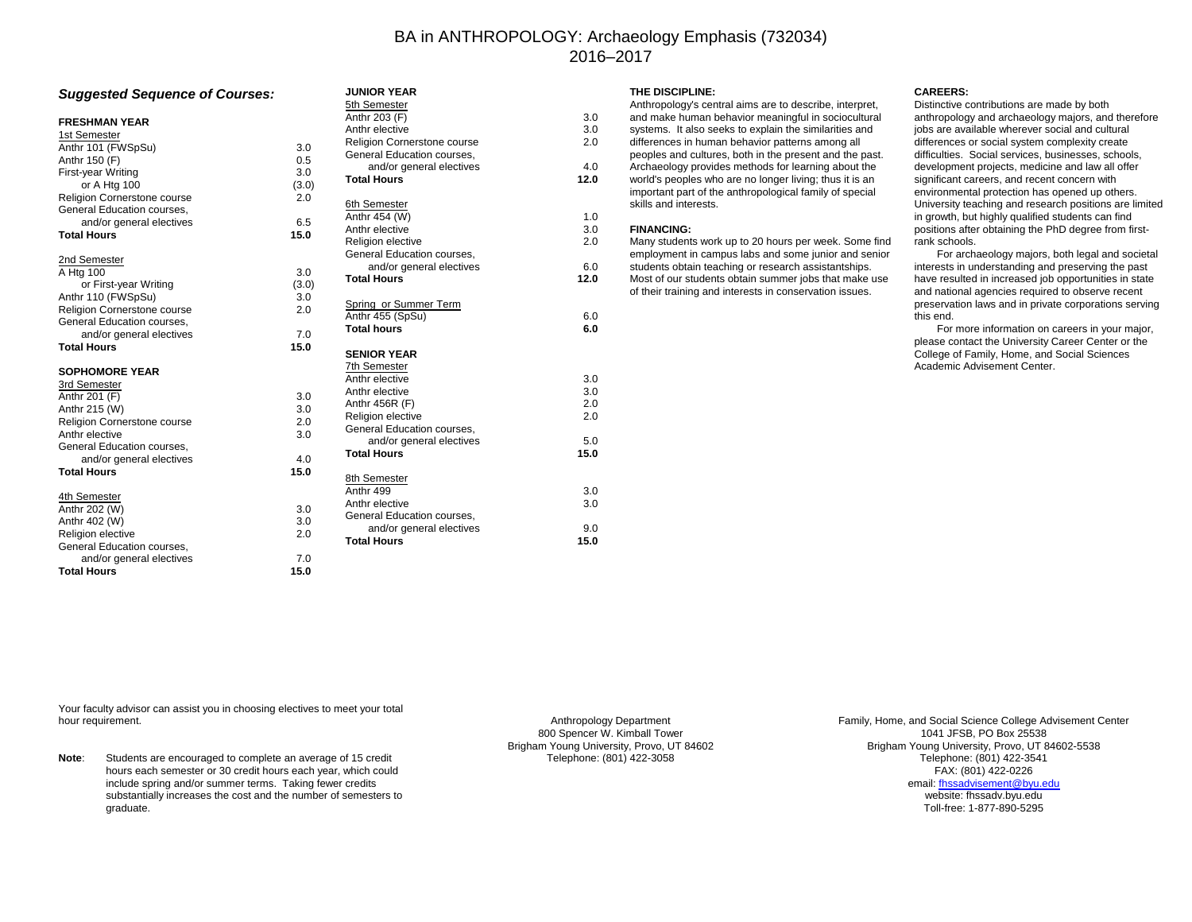# BA in ANTHROPOLOGY: Archaeology Emphasis (732034)
## 2016–2017

### *Suggested Sequence of Courses:*

**FRESHMAN YEAR**

| 1st Semester | |
|---|---|
| Anthr 101 (FWSpSu) | 3.0 |
| Anthr 150 (F) | 0.5 |
| First-year Writing | 3.0 |
| or A Htg 100 | (3.0) |
| Religion Cornerstone course | 2.0 |
| General Education courses, and/or general electives | 6.5 |
| **Total Hours** | **15.0** |

| 2nd Semester | |
|---|---|
| A Htg 100 | 3.0 |
| or First-year Writing | (3.0) |
| Anthr 110 (FWSpSu) | 3.0 |
| Religion Cornerstone course | 2.0 |
| General Education courses, and/or general electives | 7.0 |
| **Total Hours** | **15.0** |

**SOPHOMORE YEAR**

| 3rd Semester | |
|---|---|
| Anthr 201 (F) | 3.0 |
| Anthr 215 (W) | 3.0 |
| Religion Cornerstone course | 2.0 |
| Anthr elective | 3.0 |
| General Education courses, and/or general electives | 4.0 |
| **Total Hours** | **15.0** |

| 4th Semester | |
|---|---|
| Anthr 202 (W) | 3.0 |
| Anthr 402 (W) | 3.0 |
| Religion elective | 2.0 |
| General Education courses, and/or general electives | 7.0 |
| **Total Hours** | **15.0** |

**JUNIOR YEAR**

| 5th Semester | |
|---|---|
| Anthr 203 (F) | 3.0 |
| Anthr elective | 3.0 |
| Religion Cornerstone course | 2.0 |
| General Education courses, and/or general electives | 4.0 |
| **Total Hours** | **12.0** |

| 6th Semester | |
|---|---|
| Anthr 454 (W) | 1.0 |
| Anthr elective | 3.0 |
| Religion elective | 2.0 |
| General Education courses, and/or general electives | 6.0 |
| **Total Hours** | **12.0** |

| Spring or Summer Term | |
|---|---|
| Anthr 455 (SpSu) | 6.0 |
| **Total hours** | **6.0** |

**SENIOR YEAR**

| 7th Semester | |
|---|---|
| Anthr elective | 3.0 |
| Anthr elective | 3.0 |
| Anthr 456R (F) | 2.0 |
| Religion elective | 2.0 |
| General Education courses, and/or general electives | 5.0 |
| **Total Hours** | **15.0** |

| 8th Semester | |
|---|---|
| Anthr 499 | 3.0 |
| Anthr elective | 3.0 |
| General Education courses, and/or general electives | 9.0 |
| **Total Hours** | **15.0** |

**THE DISCIPLINE:**

Anthropology's central aims are to describe, interpret, and make human behavior meaningful in sociocultural systems. It also seeks to explain the similarities and differences in human behavior patterns among all peoples and cultures, both in the present and the past. Archaeology provides methods for learning about the world's peoples who are no longer living; thus it is an important part of the anthropological family of special skills and interests.

**FINANCING:**

Many students work up to 20 hours per week. Some find employment in campus labs and some junior and senior students obtain teaching or research assistantships. Most of our students obtain summer jobs that make use of their training and interests in conservation issues.

**CAREERS:**

Distinctive contributions are made by both anthropology and archaeology majors, and therefore jobs are available wherever social and cultural differences or social system complexity create difficulties. Social services, businesses, schools, development projects, medicine and law all offer significant careers, and recent concern with environmental protection has opened up others. University teaching and research positions are limited in growth, but highly qualified students can find positions after obtaining the PhD degree from first-rank schools.

For archaeology majors, both legal and societal interests in understanding and preserving the past have resulted in increased job opportunities in state and national agencies required to observe recent preservation laws and in private corporations serving this end.

For more information on careers in your major, please contact the University Career Center or the College of Family, Home, and Social Sciences Academic Advisement Center.

Your faculty advisor can assist you in choosing electives to meet your total hour requirement.

**Note**: Students are encouraged to complete an average of 15 credit hours each semester or 30 credit hours each year, which could include spring and/or summer terms. Taking fewer credits substantially increases the cost and the number of semesters to graduate.

Anthropology Department
800 Spencer W. Kimball Tower
Brigham Young University, Provo, UT 84602
Telephone: (801) 422-3058

Family, Home, and Social Science College Advisement Center
1041 JFSB, PO Box 25538
Brigham Young University, Provo, UT 84602-5538
Telephone: (801) 422-3541
FAX: (801) 422-0226
email: fhssadvisement@byu.edu
website: fhssadv.byu.edu
Toll-free: 1-877-890-5295